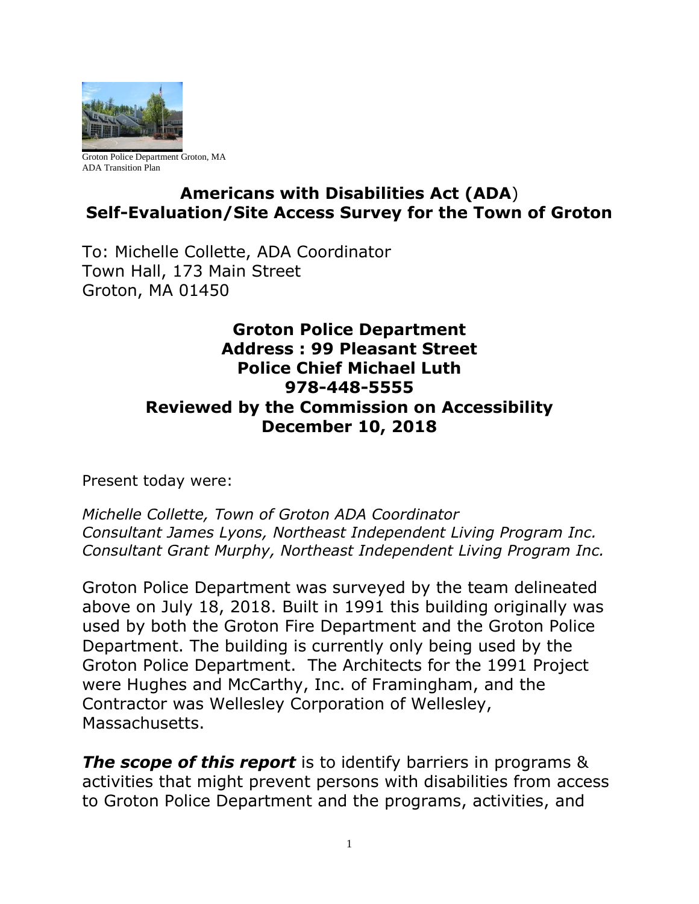Groton Police Department Groton, MA
ADA Transition Plan

# Americans with Disabilities Act (ADA) Self-Evaluation/Site Access Survey for the Town of Groton

To: Michelle Collette, ADA Coordinator
Town Hall, 173 Main Street
Groton, MA 01450

## Groton Police Department
**Address : 99 Pleasant Street**
**Police Chief Michael Luth**
**978-448-5555**
**Reviewed by the Commission on Accessibility**
**December 10, 2018**

Present today were:

*Michelle Collette, Town of Groton ADA Coordinator*
*Consultant James Lyons, Northeast Independent Living Program Inc.*
*Consultant Grant Murphy, Northeast Independent Living Program Inc.*

Groton Police Department was surveyed by the team delineated above on July 18, 2018. Built in 1991 this building originally was used by both the Groton Fire Department and the Groton Police Department. The building is currently only being used by the Groton Police Department. The Architects for the 1991 Project were Hughes and McCarthy, Inc. of Framingham, and the Contractor was Wellesley Corporation of Wellesley, Massachusetts.

***The scope of this report*** is to identify barriers in programs & activities that might prevent persons with disabilities from access to Groton Police Department and the programs, activities, and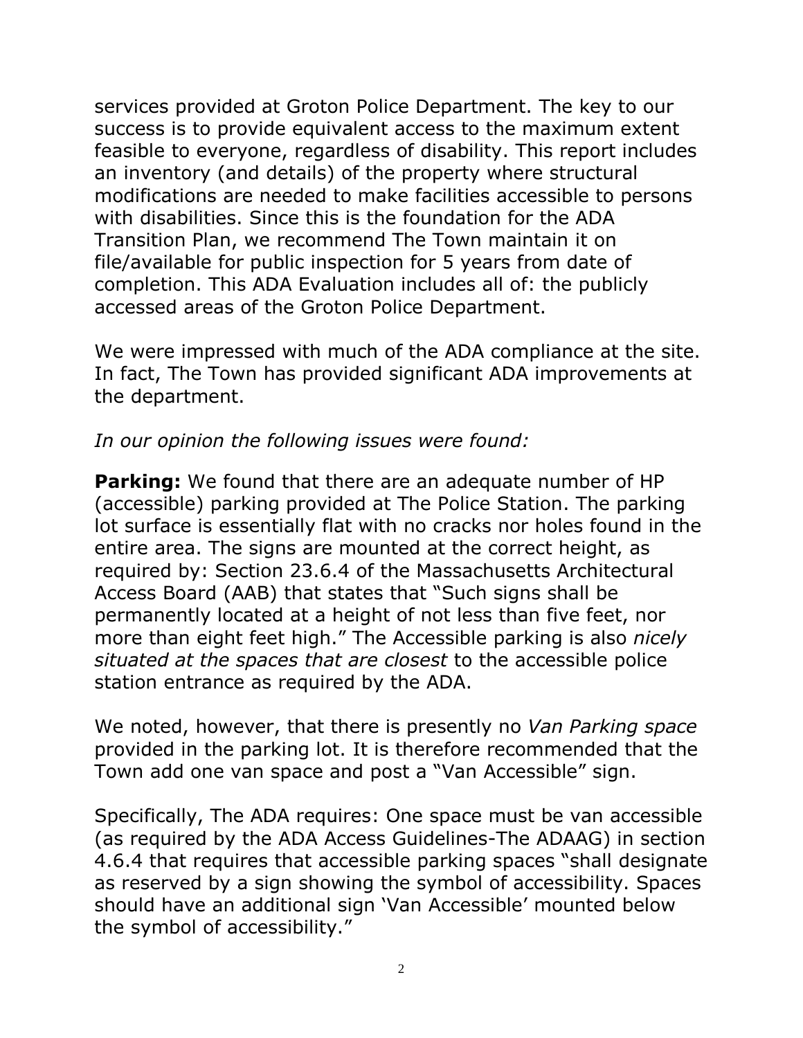services provided at Groton Police Department. The key to our success is to provide equivalent access to the maximum extent feasible to everyone, regardless of disability. This report includes an inventory (and details) of the property where structural modifications are needed to make facilities accessible to persons with disabilities. Since this is the foundation for the ADA Transition Plan, we recommend The Town maintain it on file/available for public inspection for 5 years from date of completion. This ADA Evaluation includes all of: the publicly accessed areas of the Groton Police Department.

We were impressed with much of the ADA compliance at the site. In fact, The Town has provided significant ADA improvements at the department.

*In our opinion the following issues were found:*

**Parking:** We found that there are an adequate number of HP (accessible) parking provided at The Police Station. The parking lot surface is essentially flat with no cracks nor holes found in the entire area. The signs are mounted at the correct height, as required by: Section 23.6.4 of the Massachusetts Architectural Access Board (AAB) that states that "Such signs shall be permanently located at a height of not less than five feet, nor more than eight feet high." The Accessible parking is also *nicely situated at the spaces that are closest* to the accessible police station entrance as required by the ADA.

We noted, however, that there is presently no *Van Parking space* provided in the parking lot. It is therefore recommended that the Town add one van space and post a "Van Accessible" sign.

Specifically, The ADA requires: One space must be van accessible (as required by the ADA Access Guidelines-The ADAAG) in section 4.6.4 that requires that accessible parking spaces "shall designate as reserved by a sign showing the symbol of accessibility. Spaces should have an additional sign 'Van Accessible' mounted below the symbol of accessibility."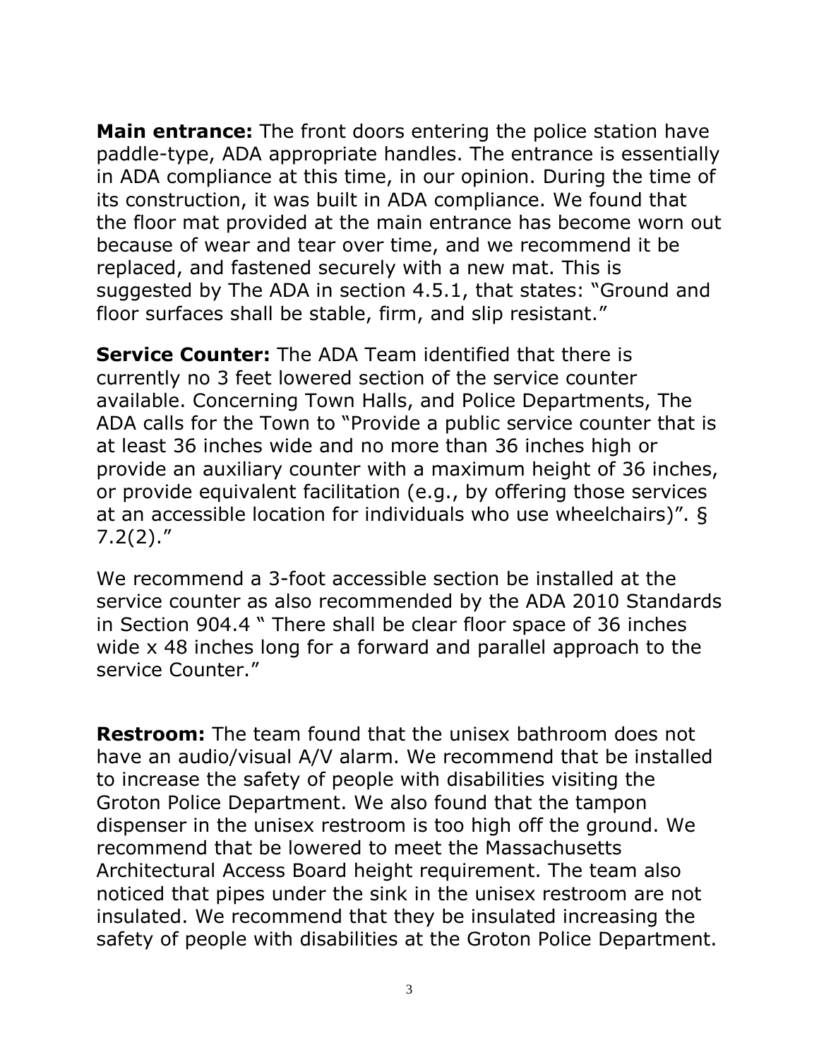**Main entrance:** The front doors entering the police station have paddle-type, ADA appropriate handles. The entrance is essentially in ADA compliance at this time, in our opinion. During the time of its construction, it was built in ADA compliance. We found that the floor mat provided at the main entrance has become worn out because of wear and tear over time, and we recommend it be replaced, and fastened securely with a new mat. This is suggested by The ADA in section 4.5.1, that states: "Ground and floor surfaces shall be stable, firm, and slip resistant."

**Service Counter:** The ADA Team identified that there is currently no 3 feet lowered section of the service counter available. Concerning Town Halls, and Police Departments, The ADA calls for the Town to "Provide a public service counter that is at least 36 inches wide and no more than 36 inches high or provide an auxiliary counter with a maximum height of 36 inches, or provide equivalent facilitation (e.g., by offering those services at an accessible location for individuals who use wheelchairs)". § 7.2(2)."

We recommend a 3-foot accessible section be installed at the service counter as also recommended by the ADA 2010 Standards in Section 904.4 " There shall be clear floor space of 36 inches wide x 48 inches long for a forward and parallel approach to the service Counter."

**Restroom:** The team found that the unisex bathroom does not have an audio/visual A/V alarm. We recommend that be installed to increase the safety of people with disabilities visiting the Groton Police Department. We also found that the tampon dispenser in the unisex restroom is too high off the ground. We recommend that be lowered to meet the Massachusetts Architectural Access Board height requirement. The team also noticed that pipes under the sink in the unisex restroom are not insulated. We recommend that they be insulated increasing the safety of people with disabilities at the Groton Police Department.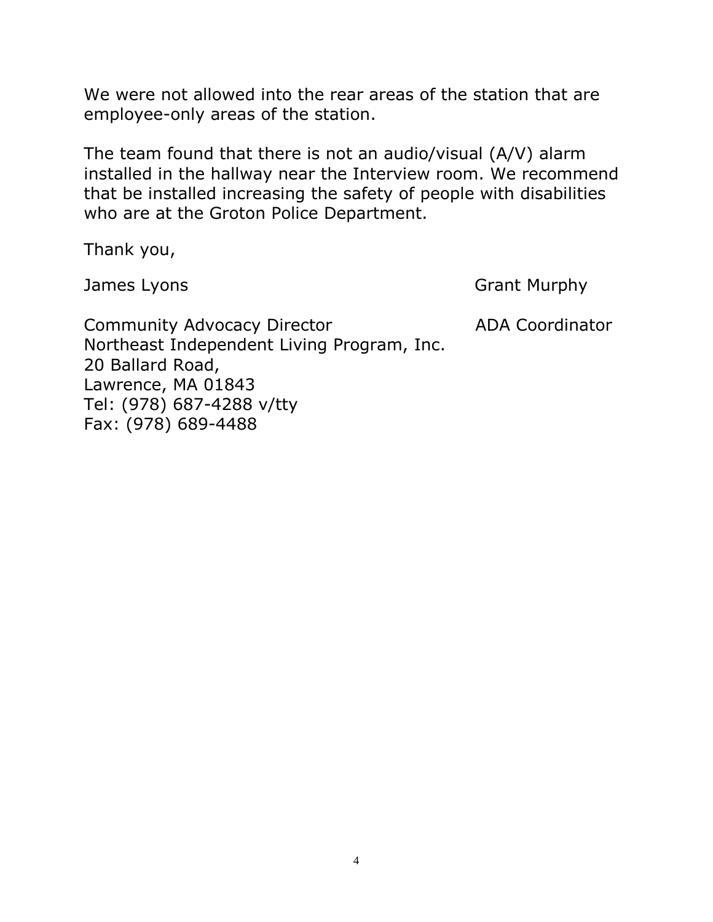We were not allowed into the rear areas of the station that are employee-only areas of the station.

The team found that there is not an audio/visual (A/V) alarm installed in the hallway near the Interview room. We recommend that be installed increasing the safety of people with disabilities who are at the Groton Police Department.

Thank you,

James Lyons

Community Advocacy Director
Northeast Independent Living Program, Inc.
20 Ballard Road,
Lawrence, MA 01843
Tel: (978) 687-4288 v/tty
Fax: (978) 689-4488

Grant Murphy

ADA Coordinator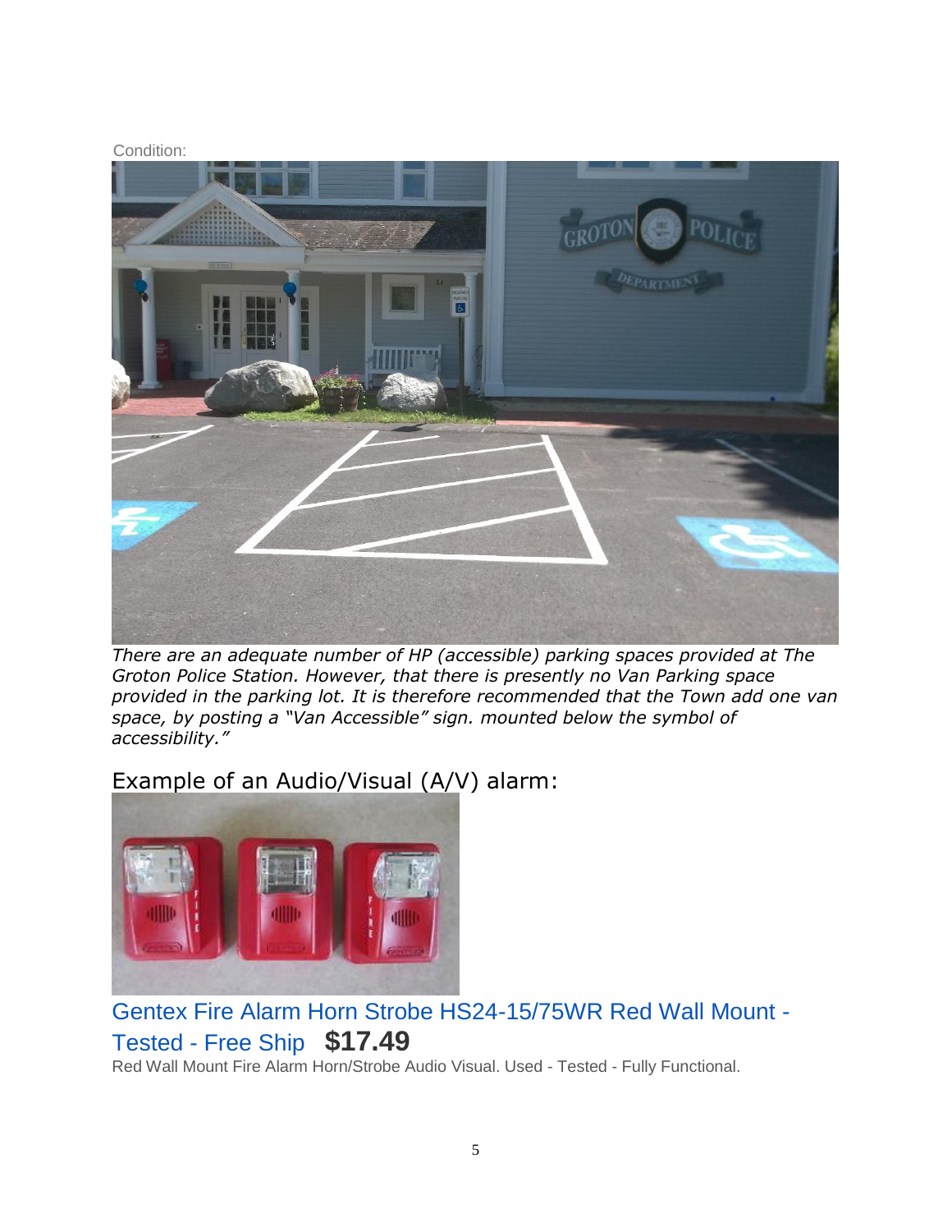Condition:

*There are an adequate number of HP (accessible) parking spaces provided at The Groton Police Station. However, that there is presently no Van Parking space provided in the parking lot. It is therefore recommended that the Town add one van space, by posting a "Van Accessible" sign. mounted below the symbol of accessibility."*

## Example of an Audio/Visual (A/V) alarm:

Gentex Fire Alarm Horn Strobe HS24-15/75WR Red Wall Mount - Tested - Free Ship **$17.49**

Red Wall Mount Fire Alarm Horn/Strobe Audio Visual. Used - Tested - Fully Functional.